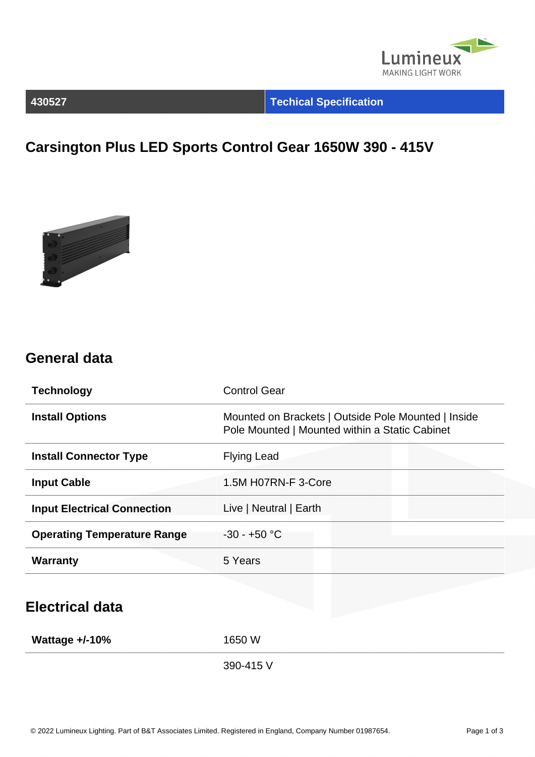| 430527 | Techical Specification |
|---|---|

# Carsington Plus LED Sports Control Gear 1650W 390 - 415V

## General data

| | |
|---|---|
| **Technology** | Control Gear |
| **Install Options** | Mounted on Brackets \| Outside Pole Mounted \| Inside Pole Mounted \| Mounted within a Static Cabinet |
| **Install Connector Type** | Flying Lead |
| **Input Cable** | 1.5M H07RN-F 3-Core |
| **Input Electrical Connection** | Live \| Neutral \| Earth |
| **Operating Temperature Range** | -30 - +50 °C |
| **Warranty** | 5 Years |

## Electrical data

| | |
|---|---|
| **Wattage +/-10%** | 1650 W |
| | 390-415 V |

© 2022 Lumineux Lighting. Part of B&T Associates Limited. Registered in England, Company Number 01987654.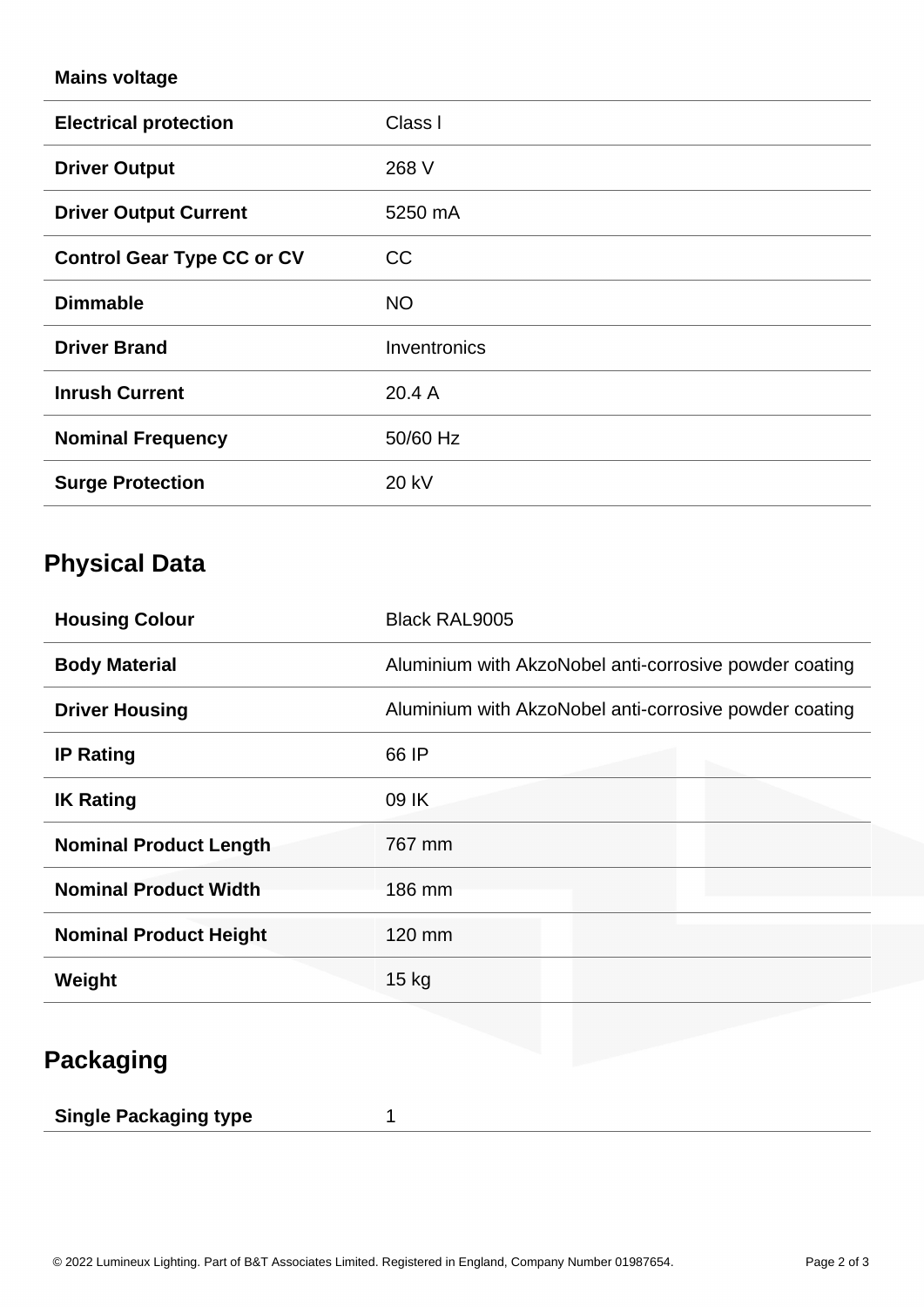| **Mains voltage** | |
|---|---|
| **Electrical protection** | Class I |
| **Driver Output** | 268 V |
| **Driver Output Current** | 5250 mA |
| **Control Gear Type CC or CV** | CC |
| **Dimmable** | NO |
| **Driver Brand** | Inventronics |
| **Inrush Current** | 20.4 A |
| **Nominal Frequency** | 50/60 Hz |
| **Surge Protection** | 20 kV |

## Physical Data

| **Housing Colour** | Black RAL9005 |
|---|---|
| **Body Material** | Aluminium with AkzoNobel anti-corrosive powder coating |
| **Driver Housing** | Aluminium with AkzoNobel anti-corrosive powder coating |
| **IP Rating** | 66 IP |
| **IK Rating** | 09 IK |
| **Nominal Product Length** | 767 mm |
| **Nominal Product Width** | 186 mm |
| **Nominal Product Height** | 120 mm |
| **Weight** | 15 kg |

## Packaging

| **Single Packaging type** | 1 |
|---|---|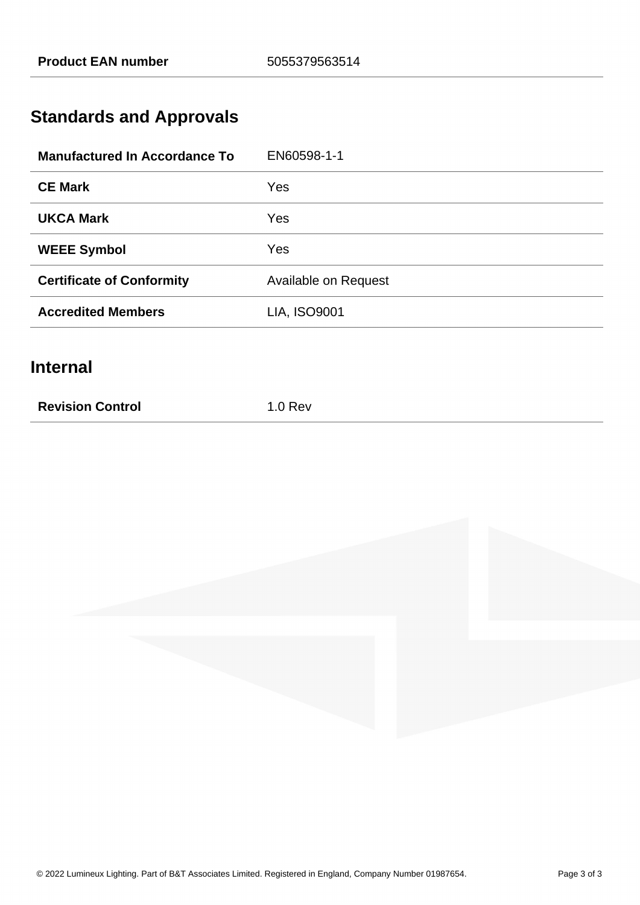| | |
|---|---|
| **Product EAN number** | 5055379563514 |

## Standards and Approvals

| | |
|---|---|
| **Manufactured In Accordance To** | EN60598-1-1 |
| **CE Mark** | Yes |
| **UKCA Mark** | Yes |
| **WEEE Symbol** | Yes |
| **Certificate of Conformity** | Available on Request |
| **Accredited Members** | LIA, ISO9001 |

## Internal

| | |
|---|---|
| **Revision Control** | 1.0 Rev |

© 2022 Lumineux Lighting. Part of B&T Associates Limited. Registered in England, Company Number 01987654.